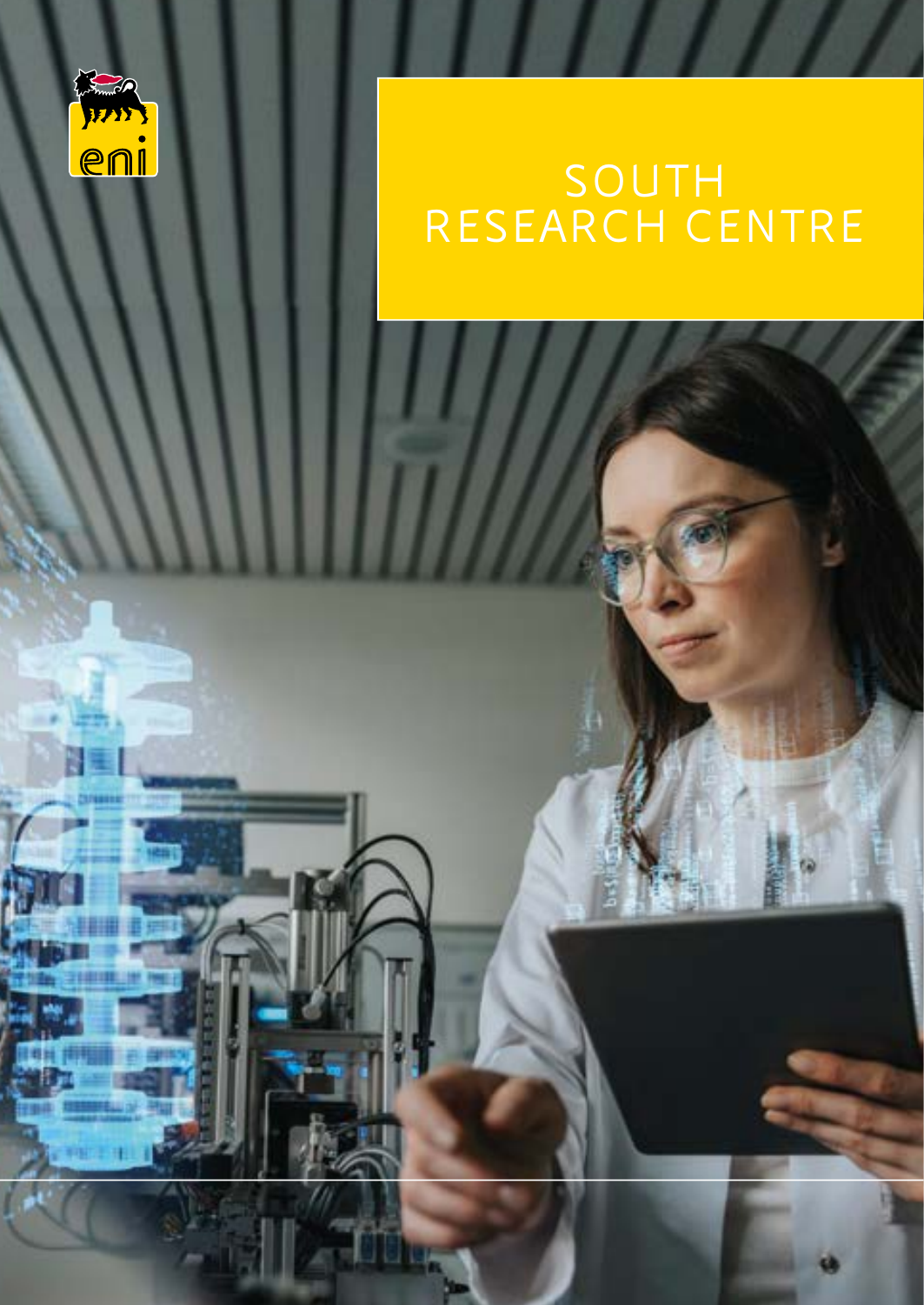# SOUTH RESEARCH CENTRE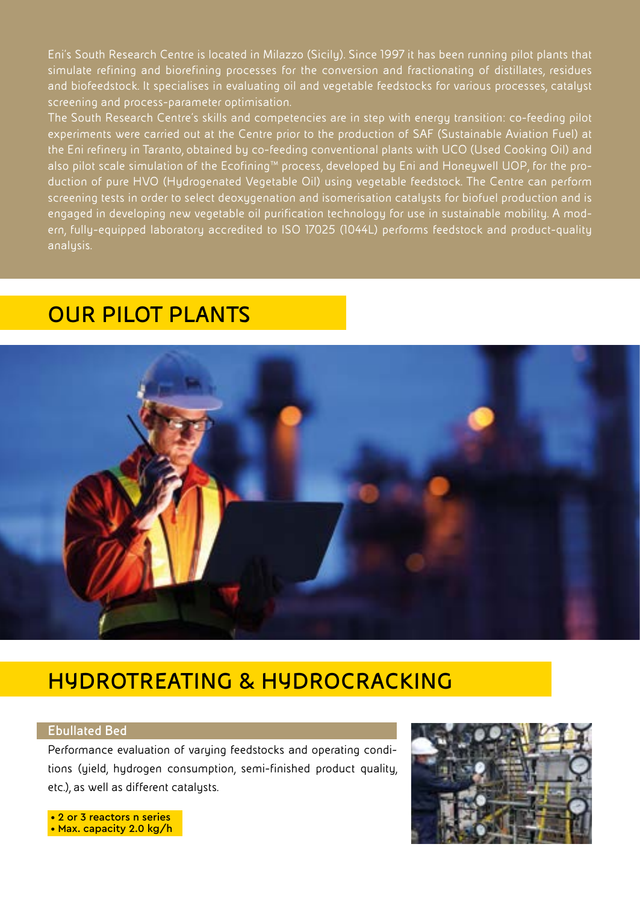Eni's South Research Centre is located in Milazzo (Sicily). Since 1997 it has been running pilot plants that simulate refining and biorefining processes for the conversion and fractionating of distillates, residues and biofeedstock. It specialises in evaluating oil and vegetable feedstocks for various processes, catalyst screening and process-parameter optimisation.

The South Research Centre's skills and competencies are in step with energy transition: co-feeding pilot experiments were carried out at the Centre prior to the production of SAF (Sustainable Aviation Fuel) at the Eni refinery in Taranto, obtained by co-feeding conventional plants with UCO (Used Cooking Oil) and also pilot scale simulation of the Ecofining™ process, developed by Eni and Honeywell UOP, for the production of pure HVO (Hydrogenated Vegetable Oil) using vegetable feedstock. The Centre can perform screening tests in order to select deoxygenation and isomerisation catalysts for biofuel production and is engaged in developing new vegetable oil purification technology for use in sustainable mobility. A modern, fully-equipped laboratory accredited to ISO 17025 (1044L) performs feedstock and product-quality analysis.

# OUR PILOT PLANTS

# HYDROTREATING & HYDROCRACKING

### Ebullated Bed

Performance evaluation of varying feedstocks and operating conditions (yield, hydrogen consumption, semi-finished product quality, etc.), as well as different catalysts.

- **2 or 3 reactors n series**
- **Max. capacity 2.0 kg/h**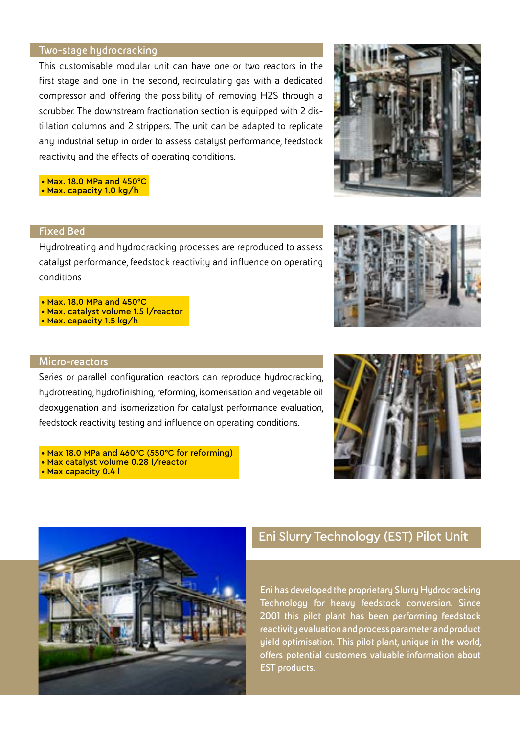## Two-stage hydrocracking

This customisable modular unit can have one or two reactors in the first stage and one in the second, recirculating gas with a dedicated compressor and offering the possibility of removing H2S through a scrubber. The downstream fractionation section is equipped with 2 distillation columns and 2 strippers. The unit can be adapted to replicate any industrial setup in order to assess catalyst performance, feedstock reactivity and the effects of operating conditions.

- **Max. 18.0 MPa and 450°C**
- **Max. capacity 1.0 kg/h**

## Fixed Bed

Hydrotreating and hydrocracking processes are reproduced to assess catalyst performance, feedstock reactivity and influence on operating conditions

- **Max. 18.0 MPa and 450°C**
- **Max. catalyst volume 1.5 l/reactor**
- **Max. capacity 1.5 kg/h**

## Micro-reactors

Series or parallel configuration reactors can reproduce hydrocracking, hydrotreating, hydrofinishing, reforming, isomerisation and vegetable oil deoxygenation and isomerization for catalyst performance evaluation, feedstock reactivity testing and influence on operating conditions.

- **Max 18.0 MPa and 460°C (550°C for reforming)**
- **Max catalyst volume 0.28 l/reactor**
- **Max capacity 0.4 l**

## Eni Slurry Technology (EST) Pilot Unit

Eni has developed the proprietary Slurry Hydrocracking Technology for heavy feedstock conversion. Since 2001 this pilot plant has been performing feedstock reactivity evaluation and process parameter and product yield optimisation. This pilot plant, unique in the world, offers potential customers valuable information about EST products.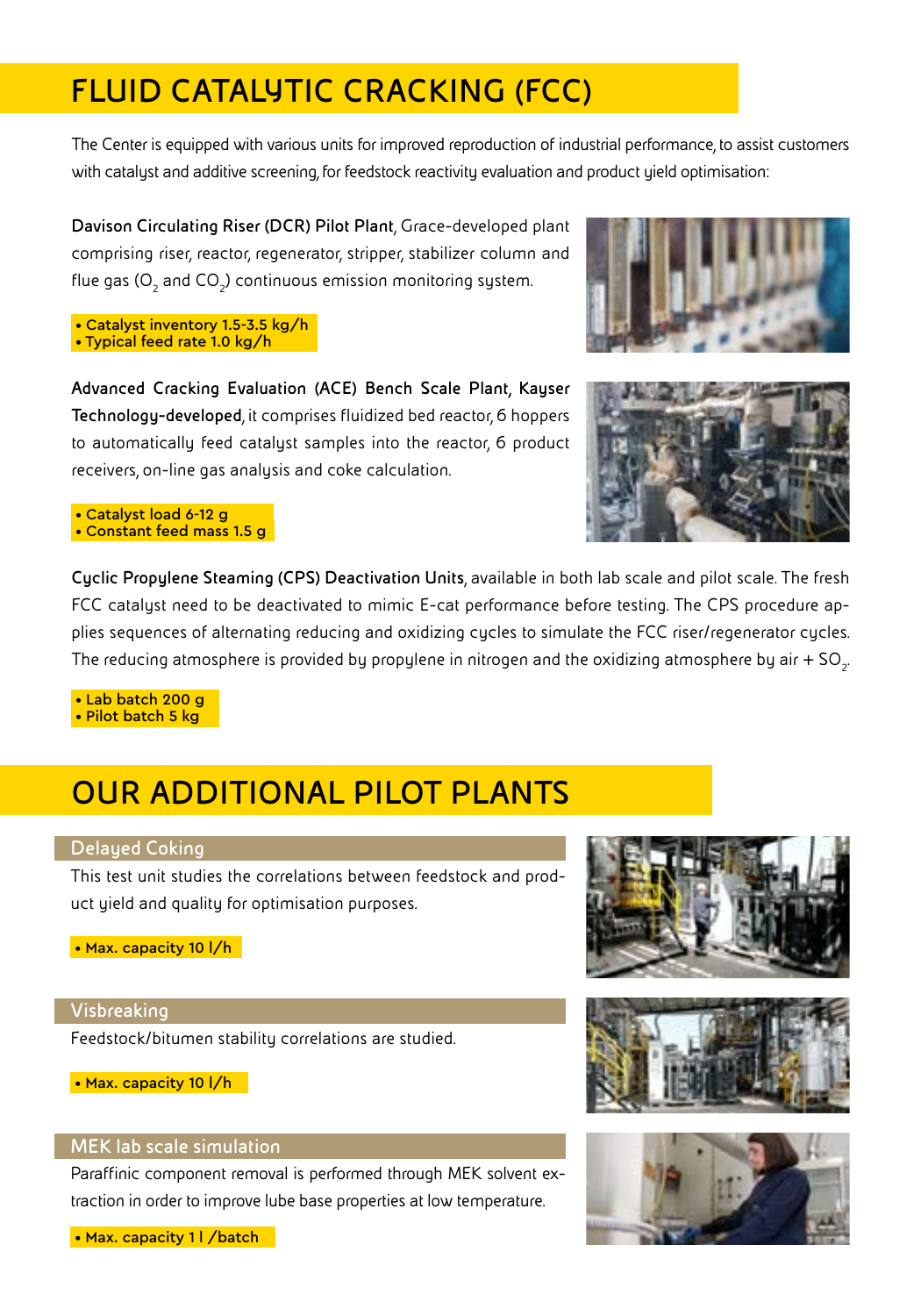# FLUID CATALYTIC CRACKING (FCC)

The Center is equipped with various units for improved reproduction of industrial performance, to assist customers with catalyst and additive screening, for feedstock reactivity evaluation and product yield optimisation:

**Davison Circulating Riser (DCR) Pilot Plant**, Grace-developed plant comprising riser, reactor, regenerator, stripper, stabilizer column and flue gas ($O_2$ and $CO_2$) continuous emission monitoring system.

- **Catalyst inventory 1.5-3.5 kg/h**
- **Typical feed rate 1.0 kg/h**

**Advanced Cracking Evaluation (ACE) Bench Scale Plant, Kayser Technology-developed**, it comprises fluidized bed reactor, 6 hoppers to automatically feed catalyst samples into the reactor, 6 product receivers, on-line gas analysis and coke calculation.

- **Catalyst load 6-12 g**
- **Constant feed mass 1.5 g**

**Cyclic Propylene Steaming (CPS) Deactivation Units**, available in both lab scale and pilot scale. The fresh FCC catalyst need to be deactivated to mimic E-cat performance before testing. The CPS procedure applies sequences of alternating reducing and oxidizing cycles to simulate the FCC riser/regenerator cycles. The reducing atmosphere is provided by propylene in nitrogen and the oxidizing atmosphere by air + $SO_2$.

- **Lab batch 200 g**
- **Pilot batch 5 kg**

# OUR ADDITIONAL PILOT PLANTS

## Delayed Coking

This test unit studies the correlations between feedstock and product yield and quality for optimisation purposes.

- **Max. capacity 10 l/h**

## Visbreaking

Feedstock/bitumen stability correlations are studied.

- **Max. capacity 10 l/h**

## MEK lab scale simulation

Paraffinic component removal is performed through MEK solvent extraction in order to improve lube base properties at low temperature.

- **Max. capacity 1 l /batch**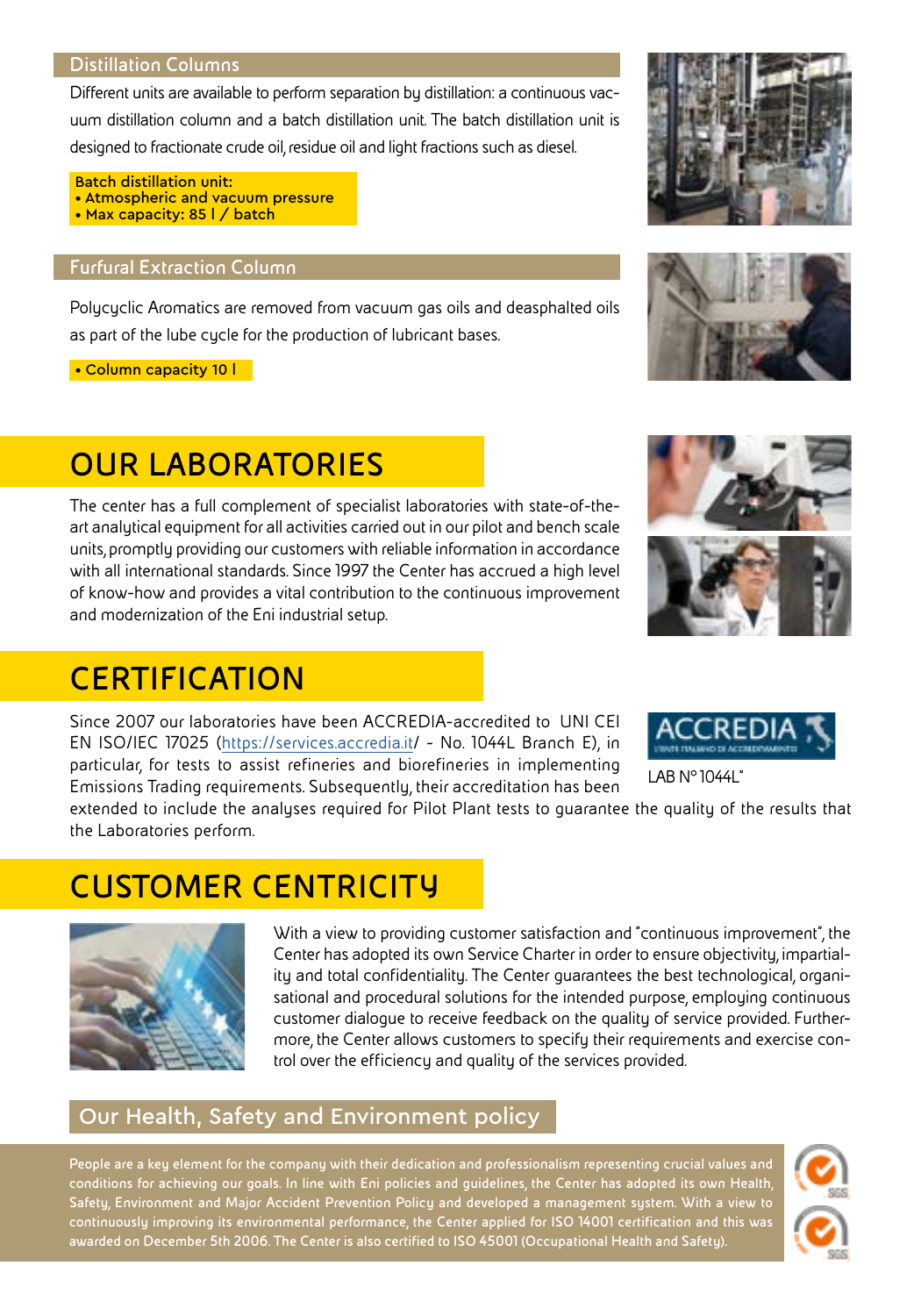### Distillation Columns

Different units are available to perform separation by distillation: a continuous vacuum distillation column and a batch distillation unit. The batch distillation unit is designed to fractionate crude oil, residue oil and light fractions such as diesel.

**Batch distillation unit:**
- **Atmospheric and vacuum pressure**
- **Max capacity: 85 l / batch**

### Furfural Extraction Column

Polycyclic Aromatics are removed from vacuum gas oils and deasphalted oils as part of the lube cycle for the production of lubricant bases.

- **Column capacity 10 l**

## OUR LABORATORIES

The center has a full complement of specialist laboratories with state-of-the-art analytical equipment for all activities carried out in our pilot and bench scale units, promptly providing our customers with reliable information in accordance with all international standards. Since 1997 the Center has accrued a high level of know-how and provides a vital contribution to the continuous improvement and modernization of the Eni industrial setup.

## CERTIFICATION

Since 2007 our laboratories have been ACCREDIA-accredited to UNI CEI EN ISO/IEC 17025 (https://services.accredia.it/ - No. 1044L Branch E), in particular, for tests to assist refineries and biorefineries in implementing Emissions Trading requirements. Subsequently, their accreditation has been extended to include the analyses required for Pilot Plant tests to guarantee the quality of the results that the Laboratories perform.

ACCREDIA L'ENTE ITALIANO DI ACCREDITAMENTO

LAB N° 1044L"

## CUSTOMER CENTRICITY

With a view to providing customer satisfaction and "continuous improvement", the Center has adopted its own Service Charter in order to ensure objectivity, impartiality and total confidentiality. The Center guarantees the best technological, organisational and procedural solutions for the intended purpose, employing continuous customer dialogue to receive feedback on the quality of service provided. Furthermore, the Center allows customers to specify their requirements and exercise control over the efficiency and quality of the services provided.

### Our Health, Safety and Environment policy

People are a key element for the company with their dedication and professionalism representing crucial values and conditions for achieving our goals. In line with Eni policies and guidelines, the Center has adopted its own Health, Safety, Environment and Major Accident Prevention Policy and developed a management system. With a view to continuously improving its environmental performance, the Center applied for ISO 14001 certification and this was awarded on December 5th 2006. The Center is also certified to ISO 45001 (Occupational Health and Safety).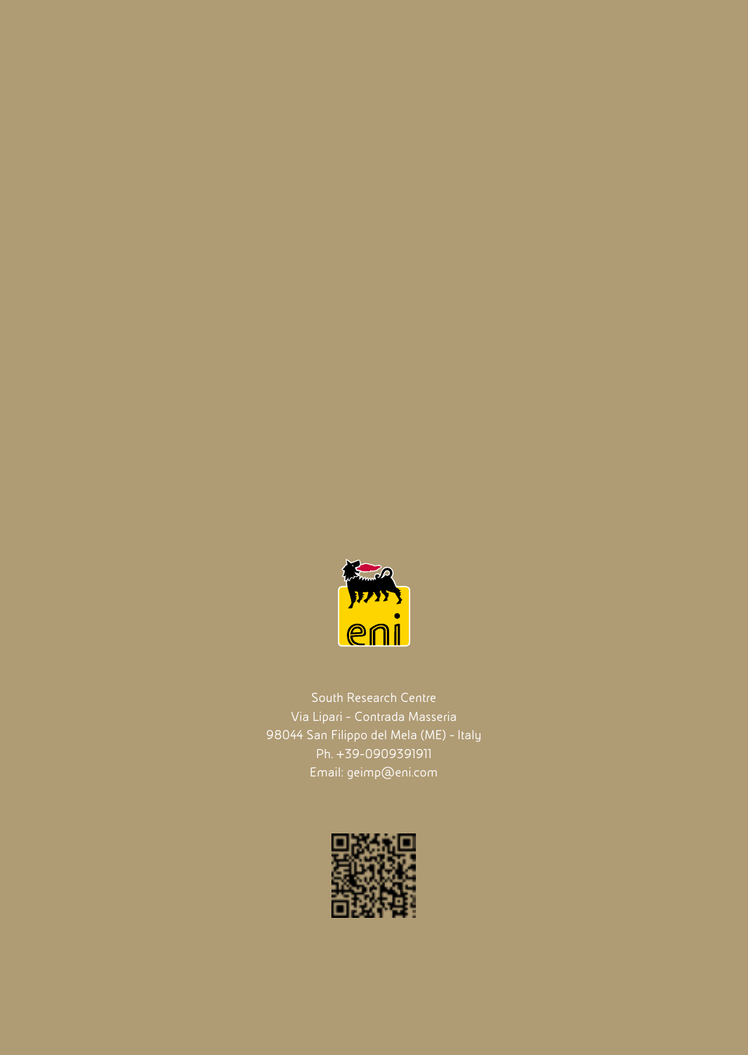South Research Centre
Via Lipari - Contrada Masseria
98044 San Filippo del Mela (ME) - Italy
Ph. +39-0909391911
Email: geimp@eni.com